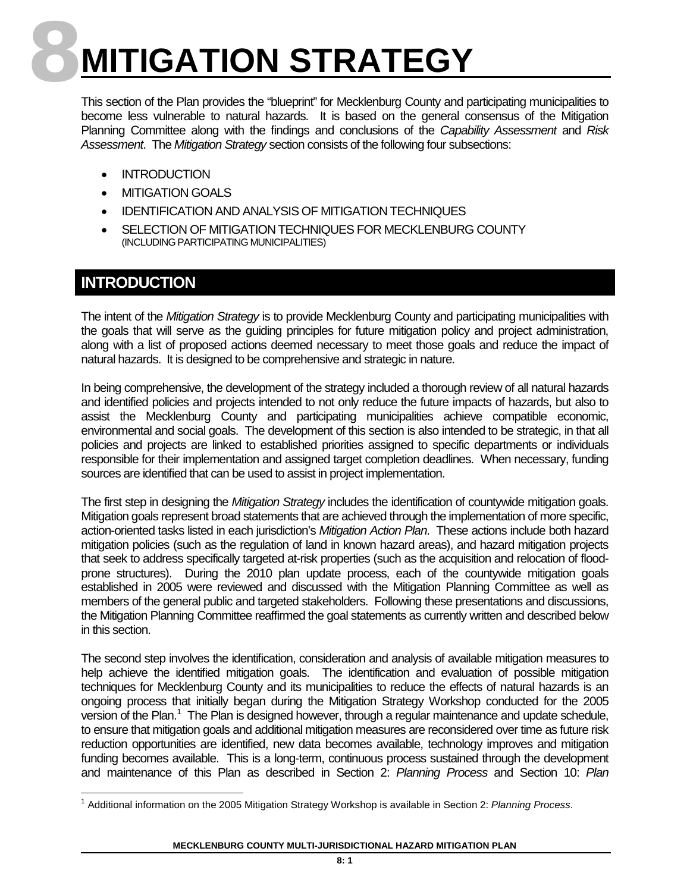# 8 MITIGATION STRATEGY

This section of the Plan provides the "blueprint" for Mecklenburg County and participating municipalities to become less vulnerable to natural hazards. It is based on the general consensus of the Mitigation Planning Committee along with the findings and conclusions of the *Capability Assessment* and *Risk Assessment*. The *Mitigation Strategy* section consists of the following four subsections:

- INTRODUCTION
- MITIGATION GOALS
- IDENTIFICATION AND ANALYSIS OF MITIGATION TECHNIQUES
- SELECTION OF MITIGATION TECHNIQUES FOR MECKLENBURG COUNTY (INCLUDING PARTICIPATING MUNICIPALITIES)

## INTRODUCTION

The intent of the *Mitigation Strategy* is to provide Mecklenburg County and participating municipalities with the goals that will serve as the guiding principles for future mitigation policy and project administration, along with a list of proposed actions deemed necessary to meet those goals and reduce the impact of natural hazards. It is designed to be comprehensive and strategic in nature.

In being comprehensive, the development of the strategy included a thorough review of all natural hazards and identified policies and projects intended to not only reduce the future impacts of hazards, but also to assist the Mecklenburg County and participating municipalities achieve compatible economic, environmental and social goals. The development of this section is also intended to be strategic, in that all policies and projects are linked to established priorities assigned to specific departments or individuals responsible for their implementation and assigned target completion deadlines. When necessary, funding sources are identified that can be used to assist in project implementation.

The first step in designing the *Mitigation Strategy* includes the identification of countywide mitigation goals. Mitigation goals represent broad statements that are achieved through the implementation of more specific, action-oriented tasks listed in each jurisdiction's *Mitigation Action Plan*. These actions include both hazard mitigation policies (such as the regulation of land in known hazard areas), and hazard mitigation projects that seek to address specifically targeted at-risk properties (such as the acquisition and relocation of flood-prone structures). During the 2010 plan update process, each of the countywide mitigation goals established in 2005 were reviewed and discussed with the Mitigation Planning Committee as well as members of the general public and targeted stakeholders. Following these presentations and discussions, the Mitigation Planning Committee reaffirmed the goal statements as currently written and described below in this section.

The second step involves the identification, consideration and analysis of available mitigation measures to help achieve the identified mitigation goals. The identification and evaluation of possible mitigation techniques for Mecklenburg County and its municipalities to reduce the effects of natural hazards is an ongoing process that initially began during the Mitigation Strategy Workshop conducted for the 2005 version of the Plan.[1] The Plan is designed however, through a regular maintenance and update schedule, to ensure that mitigation goals and additional mitigation measures are reconsidered over time as future risk reduction opportunities are identified, new data becomes available, technology improves and mitigation funding becomes available. This is a long-term, continuous process sustained through the development and maintenance of this Plan as described in Section 2: *Planning Process* and Section 10: *Plan*

[1] Additional information on the 2005 Mitigation Strategy Workshop is available in Section 2: *Planning Process*.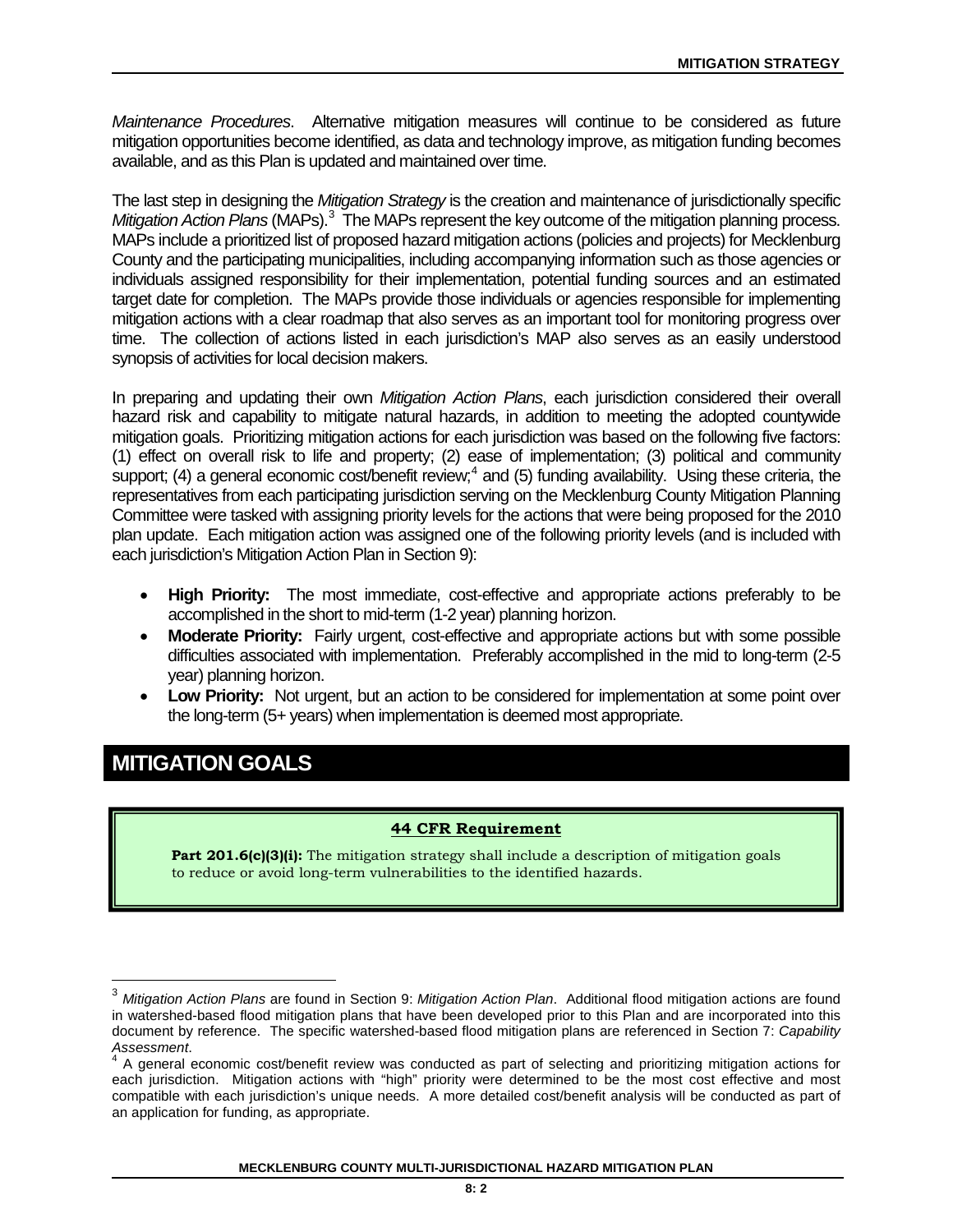*Maintenance Procedures*. Alternative mitigation measures will continue to be considered as future mitigation opportunities become identified, as data and technology improve, as mitigation funding becomes available, and as this Plan is updated and maintained over time.

The last step in designing the *Mitigation Strategy* is the creation and maintenance of jurisdictionally specific *Mitigation Action Plans* (MAPs).[3] The MAPs represent the key outcome of the mitigation planning process. MAPs include a prioritized list of proposed hazard mitigation actions (policies and projects) for Mecklenburg County and the participating municipalities, including accompanying information such as those agencies or individuals assigned responsibility for their implementation, potential funding sources and an estimated target date for completion. The MAPs provide those individuals or agencies responsible for implementing mitigation actions with a clear roadmap that also serves as an important tool for monitoring progress over time. The collection of actions listed in each jurisdiction's MAP also serves as an easily understood synopsis of activities for local decision makers.

In preparing and updating their own *Mitigation Action Plans*, each jurisdiction considered their overall hazard risk and capability to mitigate natural hazards, in addition to meeting the adopted countywide mitigation goals. Prioritizing mitigation actions for each jurisdiction was based on the following five factors: (1) effect on overall risk to life and property; (2) ease of implementation; (3) political and community support; (4) a general economic cost/benefit review;[4] and (5) funding availability. Using these criteria, the representatives from each participating jurisdiction serving on the Mecklenburg County Mitigation Planning Committee were tasked with assigning priority levels for the actions that were being proposed for the 2010 plan update. Each mitigation action was assigned one of the following priority levels (and is included with each jurisdiction's Mitigation Action Plan in Section 9):

- **High Priority:** The most immediate, cost-effective and appropriate actions preferably to be accomplished in the short to mid-term (1-2 year) planning horizon.
- **Moderate Priority:** Fairly urgent, cost-effective and appropriate actions but with some possible difficulties associated with implementation. Preferably accomplished in the mid to long-term (2-5 year) planning horizon.
- **Low Priority:** Not urgent, but an action to be considered for implementation at some point over the long-term (5+ years) when implementation is deemed most appropriate.

## MITIGATION GOALS

**44 CFR Requirement**

**Part 201.6(c)(3)(i):** The mitigation strategy shall include a description of mitigation goals to reduce or avoid long-term vulnerabilities to the identified hazards.

---

[3] *Mitigation Action Plans* are found in Section 9: *Mitigation Action Plan*. Additional flood mitigation actions are found in watershed-based flood mitigation plans that have been developed prior to this Plan and are incorporated into this document by reference. The specific watershed-based flood mitigation plans are referenced in Section 7: *Capability Assessment*.

[4] A general economic cost/benefit review was conducted as part of selecting and prioritizing mitigation actions for each jurisdiction. Mitigation actions with "high" priority were determined to be the most cost effective and most compatible with each jurisdiction's unique needs. A more detailed cost/benefit analysis will be conducted as part of an application for funding, as appropriate.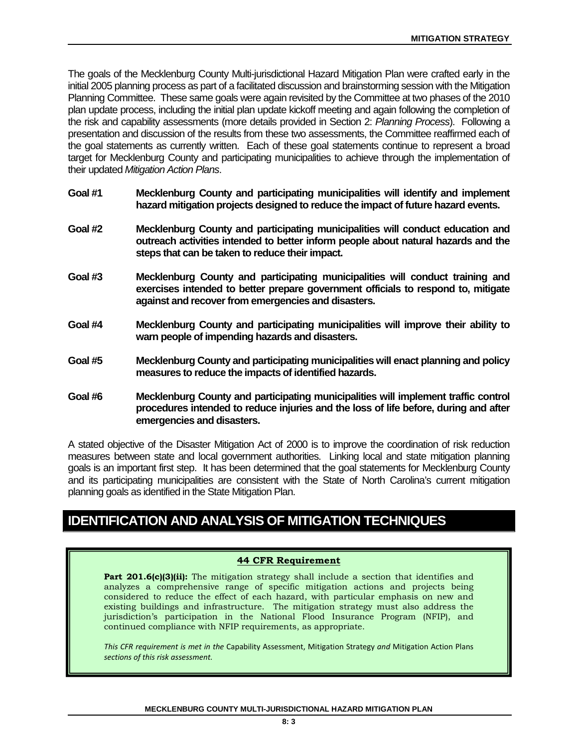The goals of the Mecklenburg County Multi-jurisdictional Hazard Mitigation Plan were crafted early in the initial 2005 planning process as part of a facilitated discussion and brainstorming session with the Mitigation Planning Committee. These same goals were again revisited by the Committee at two phases of the 2010 plan update process, including the initial plan update kickoff meeting and again following the completion of the risk and capability assessments (more details provided in Section 2: *Planning Process*). Following a presentation and discussion of the results from these two assessments, the Committee reaffirmed each of the goal statements as currently written. Each of these goal statements continue to represent a broad target for Mecklenburg County and participating municipalities to achieve through the implementation of their updated *Mitigation Action Plans*.

**Goal #1** **Mecklenburg County and participating municipalities will identify and implement hazard mitigation projects designed to reduce the impact of future hazard events.**

**Goal #2** **Mecklenburg County and participating municipalities will conduct education and outreach activities intended to better inform people about natural hazards and the steps that can be taken to reduce their impact.**

**Goal #3** **Mecklenburg County and participating municipalities will conduct training and exercises intended to better prepare government officials to respond to, mitigate against and recover from emergencies and disasters.**

**Goal #4** **Mecklenburg County and participating municipalities will improve their ability to warn people of impending hazards and disasters.**

**Goal #5** **Mecklenburg County and participating municipalities will enact planning and policy measures to reduce the impacts of identified hazards.**

**Goal #6** **Mecklenburg County and participating municipalities will implement traffic control procedures intended to reduce injuries and the loss of life before, during and after emergencies and disasters.**

A stated objective of the Disaster Mitigation Act of 2000 is to improve the coordination of risk reduction measures between state and local government authorities. Linking local and state mitigation planning goals is an important first step. It has been determined that the goal statements for Mecklenburg County and its participating municipalities are consistent with the State of North Carolina's current mitigation planning goals as identified in the State Mitigation Plan.

## IDENTIFICATION AND ANALYSIS OF MITIGATION TECHNIQUES

**44 CFR Requirement**

**Part 201.6(c)(3)(ii):** The mitigation strategy shall include a section that identifies and analyzes a comprehensive range of specific mitigation actions and projects being considered to reduce the effect of each hazard, with particular emphasis on new and existing buildings and infrastructure. The mitigation strategy must also address the jurisdiction's participation in the National Flood Insurance Program (NFIP), and continued compliance with NFIP requirements, as appropriate.

*This CFR requirement is met in the* Capability Assessment, Mitigation Strategy *and* Mitigation Action Plans *sections of this risk assessment.*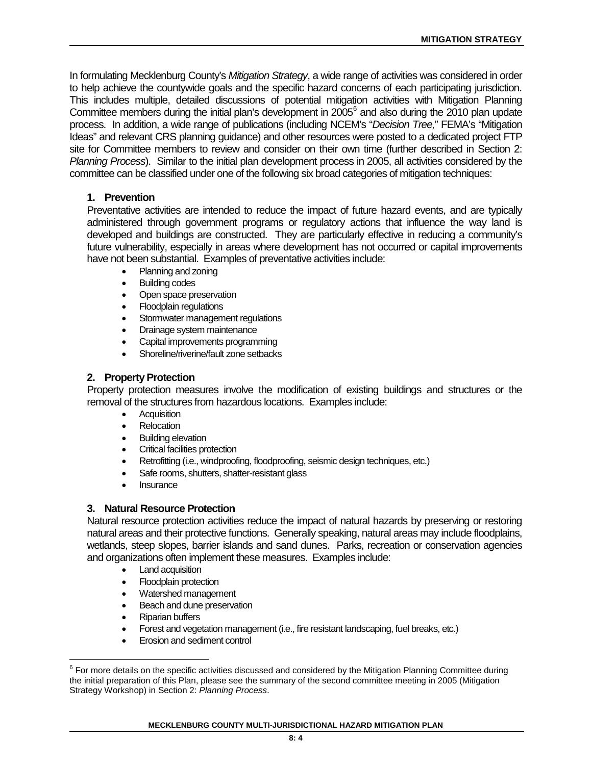In formulating Mecklenburg County's *Mitigation Strategy*, a wide range of activities was considered in order to help achieve the countywide goals and the specific hazard concerns of each participating jurisdiction. This includes multiple, detailed discussions of potential mitigation activities with Mitigation Planning Committee members during the initial plan's development in 2005[6] and also during the 2010 plan update process. In addition, a wide range of publications (including NCEM's "*Decision Tree,*" FEMA's "Mitigation Ideas" and relevant CRS planning guidance) and other resources were posted to a dedicated project FTP site for Committee members to review and consider on their own time (further described in Section 2: *Planning Process*). Similar to the initial plan development process in 2005, all activities considered by the committee can be classified under one of the following six broad categories of mitigation techniques:

**1. Prevention**

Preventative activities are intended to reduce the impact of future hazard events, and are typically administered through government programs or regulatory actions that influence the way land is developed and buildings are constructed. They are particularly effective in reducing a community's future vulnerability, especially in areas where development has not occurred or capital improvements have not been substantial. Examples of preventative activities include:

- Planning and zoning
- Building codes
- Open space preservation
- Floodplain regulations
- Stormwater management regulations
- Drainage system maintenance
- Capital improvements programming
- Shoreline/riverine/fault zone setbacks

**2. Property Protection**

Property protection measures involve the modification of existing buildings and structures or the removal of the structures from hazardous locations. Examples include:

- Acquisition
- Relocation
- Building elevation
- Critical facilities protection
- Retrofitting (i.e., windproofing, floodproofing, seismic design techniques, etc.)
- Safe rooms, shutters, shatter-resistant glass
- Insurance

**3. Natural Resource Protection**

Natural resource protection activities reduce the impact of natural hazards by preserving or restoring natural areas and their protective functions. Generally speaking, natural areas may include floodplains, wetlands, steep slopes, barrier islands and sand dunes. Parks, recreation or conservation agencies and organizations often implement these measures. Examples include:

- Land acquisition
- Floodplain protection
- Watershed management
- Beach and dune preservation
- Riparian buffers
- Forest and vegetation management (i.e., fire resistant landscaping, fuel breaks, etc.)
- Erosion and sediment control

---

[6] For more details on the specific activities discussed and considered by the Mitigation Planning Committee during the initial preparation of this Plan, please see the summary of the second committee meeting in 2005 (Mitigation Strategy Workshop) in Section 2: *Planning Process*.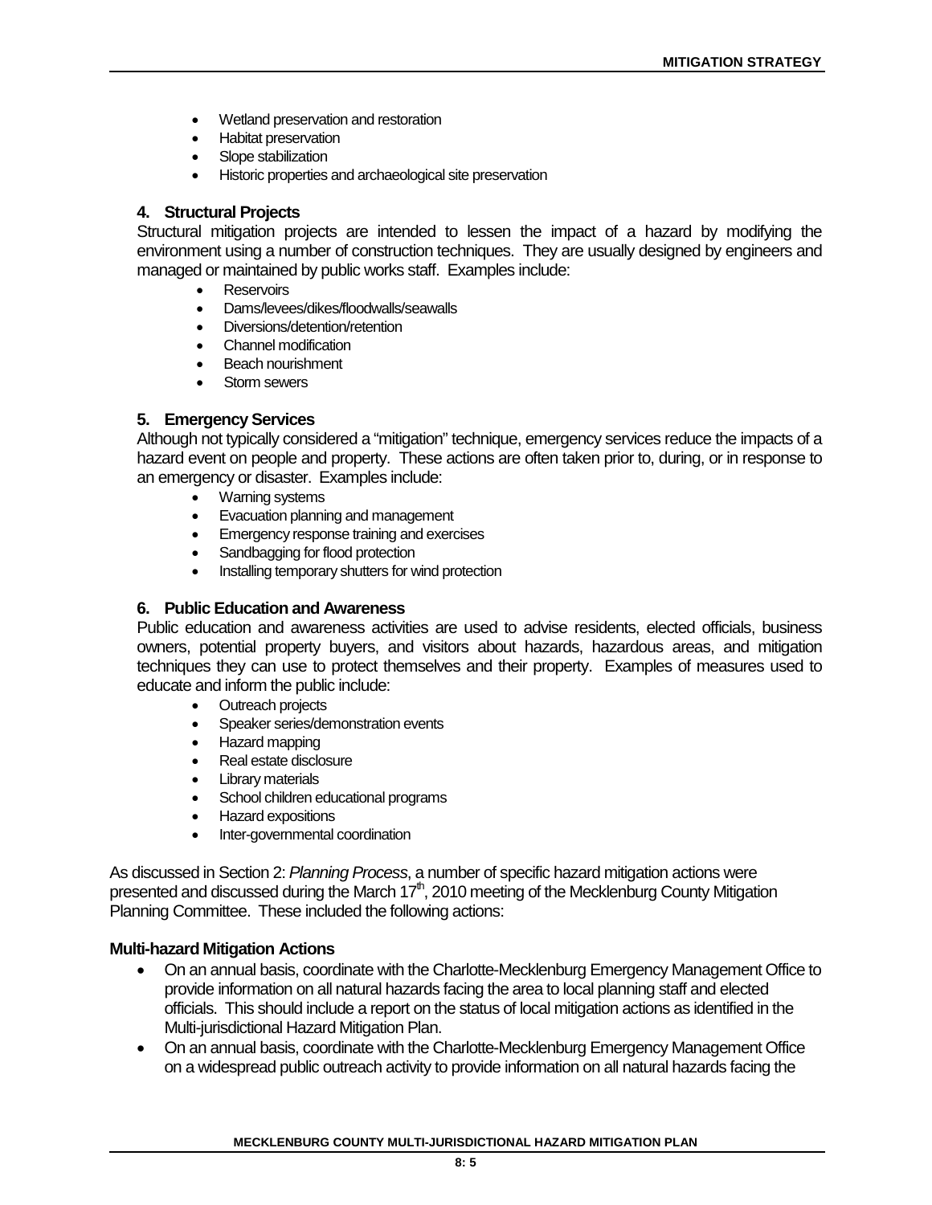- Wetland preservation and restoration
- Habitat preservation
- Slope stabilization
- Historic properties and archaeological site preservation

### 4. Structural Projects

Structural mitigation projects are intended to lessen the impact of a hazard by modifying the environment using a number of construction techniques. They are usually designed by engineers and managed or maintained by public works staff. Examples include:

- Reservoirs
- Dams/levees/dikes/floodwalls/seawalls
- Diversions/detention/retention
- Channel modification
- Beach nourishment
- Storm sewers

### 5. Emergency Services

Although not typically considered a "mitigation" technique, emergency services reduce the impacts of a hazard event on people and property. These actions are often taken prior to, during, or in response to an emergency or disaster. Examples include:

- Warning systems
- Evacuation planning and management
- Emergency response training and exercises
- Sandbagging for flood protection
- Installing temporary shutters for wind protection

### 6. Public Education and Awareness

Public education and awareness activities are used to advise residents, elected officials, business owners, potential property buyers, and visitors about hazards, hazardous areas, and mitigation techniques they can use to protect themselves and their property. Examples of measures used to educate and inform the public include:

- Outreach projects
- Speaker series/demonstration events
- Hazard mapping
- Real estate disclosure
- Library materials
- School children educational programs
- Hazard expositions
- Inter-governmental coordination

As discussed in Section 2: *Planning Process*, a number of specific hazard mitigation actions were presented and discussed during the March 17th, 2010 meeting of the Mecklenburg County Mitigation Planning Committee. These included the following actions:

**Multi-hazard Mitigation Actions**

- On an annual basis, coordinate with the Charlotte-Mecklenburg Emergency Management Office to provide information on all natural hazards facing the area to local planning staff and elected officials. This should include a report on the status of local mitigation actions as identified in the Multi-jurisdictional Hazard Mitigation Plan.
- On an annual basis, coordinate with the Charlotte-Mecklenburg Emergency Management Office on a widespread public outreach activity to provide information on all natural hazards facing the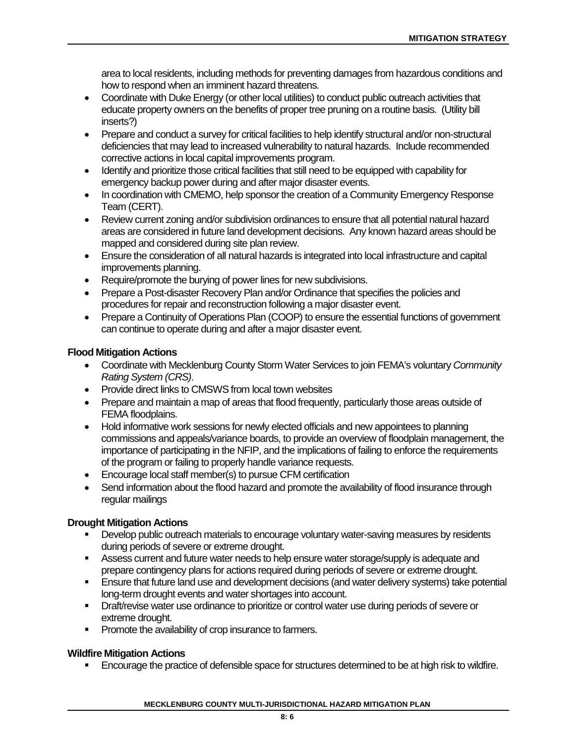area to local residents, including methods for preventing damages from hazardous conditions and how to respond when an imminent hazard threatens.

- Coordinate with Duke Energy (or other local utilities) to conduct public outreach activities that educate property owners on the benefits of proper tree pruning on a routine basis. (Utility bill inserts?)
- Prepare and conduct a survey for critical facilities to help identify structural and/or non-structural deficiencies that may lead to increased vulnerability to natural hazards. Include recommended corrective actions in local capital improvements program.
- Identify and prioritize those critical facilities that still need to be equipped with capability for emergency backup power during and after major disaster events.
- In coordination with CMEMO, help sponsor the creation of a Community Emergency Response Team (CERT).
- Review current zoning and/or subdivision ordinances to ensure that all potential natural hazard areas are considered in future land development decisions. Any known hazard areas should be mapped and considered during site plan review.
- Ensure the consideration of all natural hazards is integrated into local infrastructure and capital improvements planning.
- Require/promote the burying of power lines for new subdivisions.
- Prepare a Post-disaster Recovery Plan and/or Ordinance that specifies the policies and procedures for repair and reconstruction following a major disaster event.
- Prepare a Continuity of Operations Plan (COOP) to ensure the essential functions of government can continue to operate during and after a major disaster event.

**Flood Mitigation Actions**

- Coordinate with Mecklenburg County Storm Water Services to join FEMA's voluntary *Community Rating System (CRS)*.
- Provide direct links to CMSWS from local town websites
- Prepare and maintain a map of areas that flood frequently, particularly those areas outside of FEMA floodplains.
- Hold informative work sessions for newly elected officials and new appointees to planning commissions and appeals/variance boards, to provide an overview of floodplain management, the importance of participating in the NFIP, and the implications of failing to enforce the requirements of the program or failing to properly handle variance requests.
- Encourage local staff member(s) to pursue CFM certification
- Send information about the flood hazard and promote the availability of flood insurance through regular mailings

**Drought Mitigation Actions**

- Develop public outreach materials to encourage voluntary water-saving measures by residents during periods of severe or extreme drought.
- Assess current and future water needs to help ensure water storage/supply is adequate and prepare contingency plans for actions required during periods of severe or extreme drought.
- Ensure that future land use and development decisions (and water delivery systems) take potential long-term drought events and water shortages into account.
- Draft/revise water use ordinance to prioritize or control water use during periods of severe or extreme drought.
- Promote the availability of crop insurance to farmers.

**Wildfire Mitigation Actions**

- Encourage the practice of defensible space for structures determined to be at high risk to wildfire.